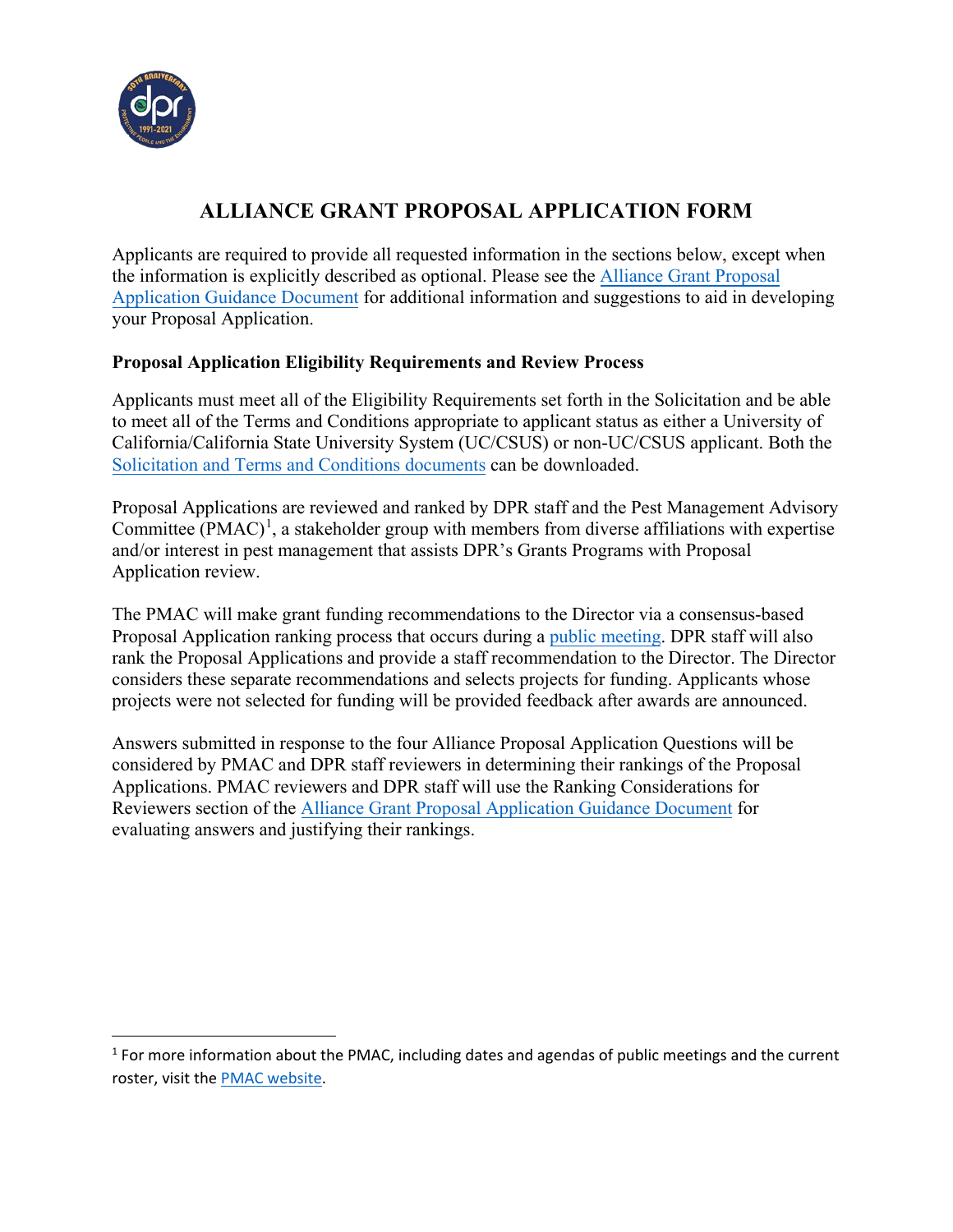# ALLIANCE GRANT PROPOSAL APPLICATION FORM

Applicants are required to provide all requested information in the sections below, except when the information is explicitly described as optional. Please see the Alliance Grant Proposal Application Guidance Document for additional information and suggestions to aid in developing your Proposal Application.

**Proposal Application Eligibility Requirements and Review Process**

Applicants must meet all of the Eligibility Requirements set forth in the Solicitation and be able to meet all of the Terms and Conditions appropriate to applicant status as either a University of California/California State University System (UC/CSUS) or non-UC/CSUS applicant. Both the Solicitation and Terms and Conditions documents can be downloaded.

Proposal Applications are reviewed and ranked by DPR staff and the Pest Management Advisory Committee (PMAC)[1], a stakeholder group with members from diverse affiliations with expertise and/or interest in pest management that assists DPR's Grants Programs with Proposal Application review.

The PMAC will make grant funding recommendations to the Director via a consensus-based Proposal Application ranking process that occurs during a public meeting. DPR staff will also rank the Proposal Applications and provide a staff recommendation to the Director. The Director considers these separate recommendations and selects projects for funding. Applicants whose projects were not selected for funding will be provided feedback after awards are announced.

Answers submitted in response to the four Alliance Proposal Application Questions will be considered by PMAC and DPR staff reviewers in determining their rankings of the Proposal Applications. PMAC reviewers and DPR staff will use the Ranking Considerations for Reviewers section of the Alliance Grant Proposal Application Guidance Document for evaluating answers and justifying their rankings.

[1] For more information about the PMAC, including dates and agendas of public meetings and the current roster, visit the PMAC website.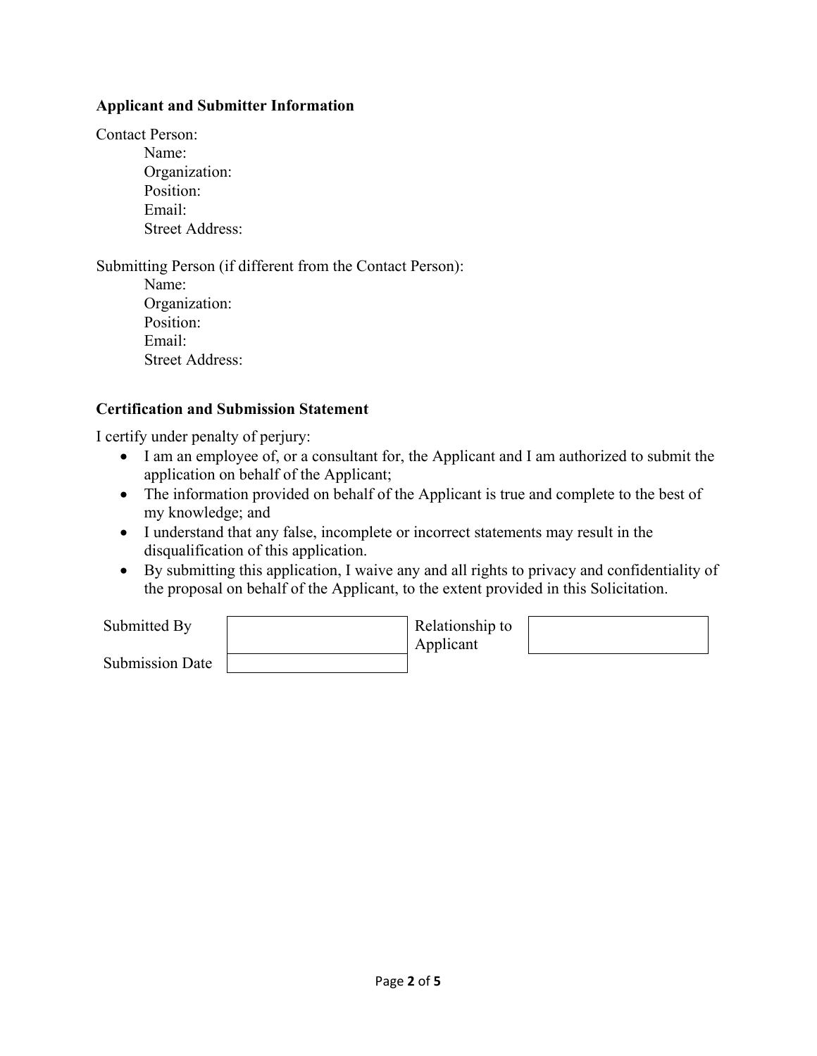### Applicant and Submitter Information

Contact Person:

- Name:
- Organization:
- Position:
- Email:
- Street Address:

Submitting Person (if different from the Contact Person):

- Name:
- Organization:
- Position:
- Email:
- Street Address:

### Certification and Submission Statement

I certify under penalty of perjury:

- I am an employee of, or a consultant for, the Applicant and I am authorized to submit the application on behalf of the Applicant;
- The information provided on behalf of the Applicant is true and complete to the best of my knowledge; and
- I understand that any false, incomplete or incorrect statements may result in the disqualification of this application.
- By submitting this application, I waive any and all rights to privacy and confidentiality of the proposal on behalf of the Applicant, to the extent provided in this Solicitation.

| Submitted By | | Relationship to Applicant | |
|---|---|---|---|
| Submission Date | | | |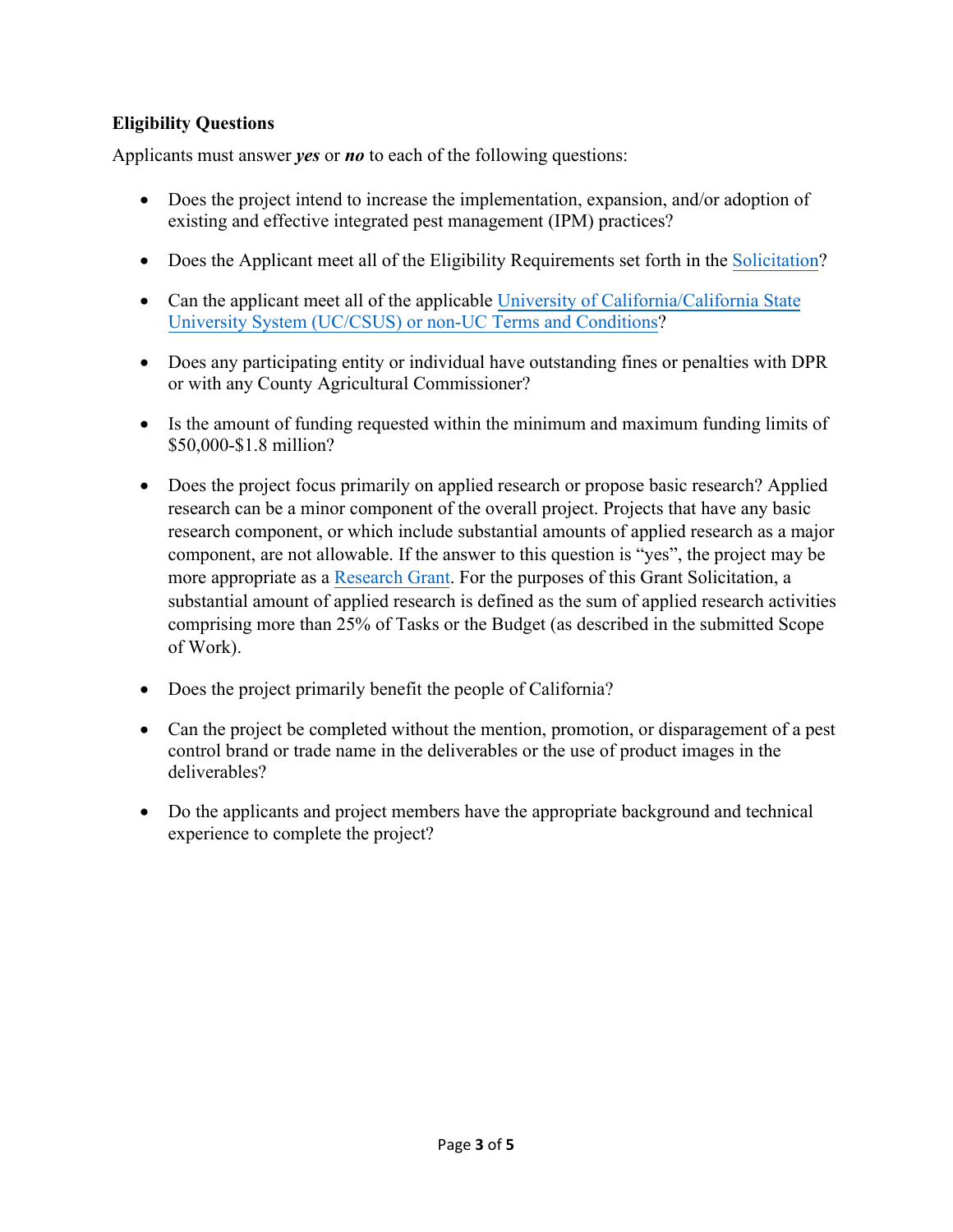**Eligibility Questions**

Applicants must answer ***yes*** or ***no*** to each of the following questions:

- Does the project intend to increase the implementation, expansion, and/or adoption of existing and effective integrated pest management (IPM) practices?
- Does the Applicant meet all of the Eligibility Requirements set forth in the Solicitation?
- Can the applicant meet all of the applicable University of California/California State University System (UC/CSUS) or non-UC Terms and Conditions?
- Does any participating entity or individual have outstanding fines or penalties with DPR or with any County Agricultural Commissioner?
- Is the amount of funding requested within the minimum and maximum funding limits of $50,000-$1.8 million?
- Does the project focus primarily on applied research or propose basic research? Applied research can be a minor component of the overall project. Projects that have any basic research component, or which include substantial amounts of applied research as a major component, are not allowable. If the answer to this question is "yes", the project may be more appropriate as a Research Grant. For the purposes of this Grant Solicitation, a substantial amount of applied research is defined as the sum of applied research activities comprising more than 25% of Tasks or the Budget (as described in the submitted Scope of Work).
- Does the project primarily benefit the people of California?
- Can the project be completed without the mention, promotion, or disparagement of a pest control brand or trade name in the deliverables or the use of product images in the deliverables?
- Do the applicants and project members have the appropriate background and technical experience to complete the project?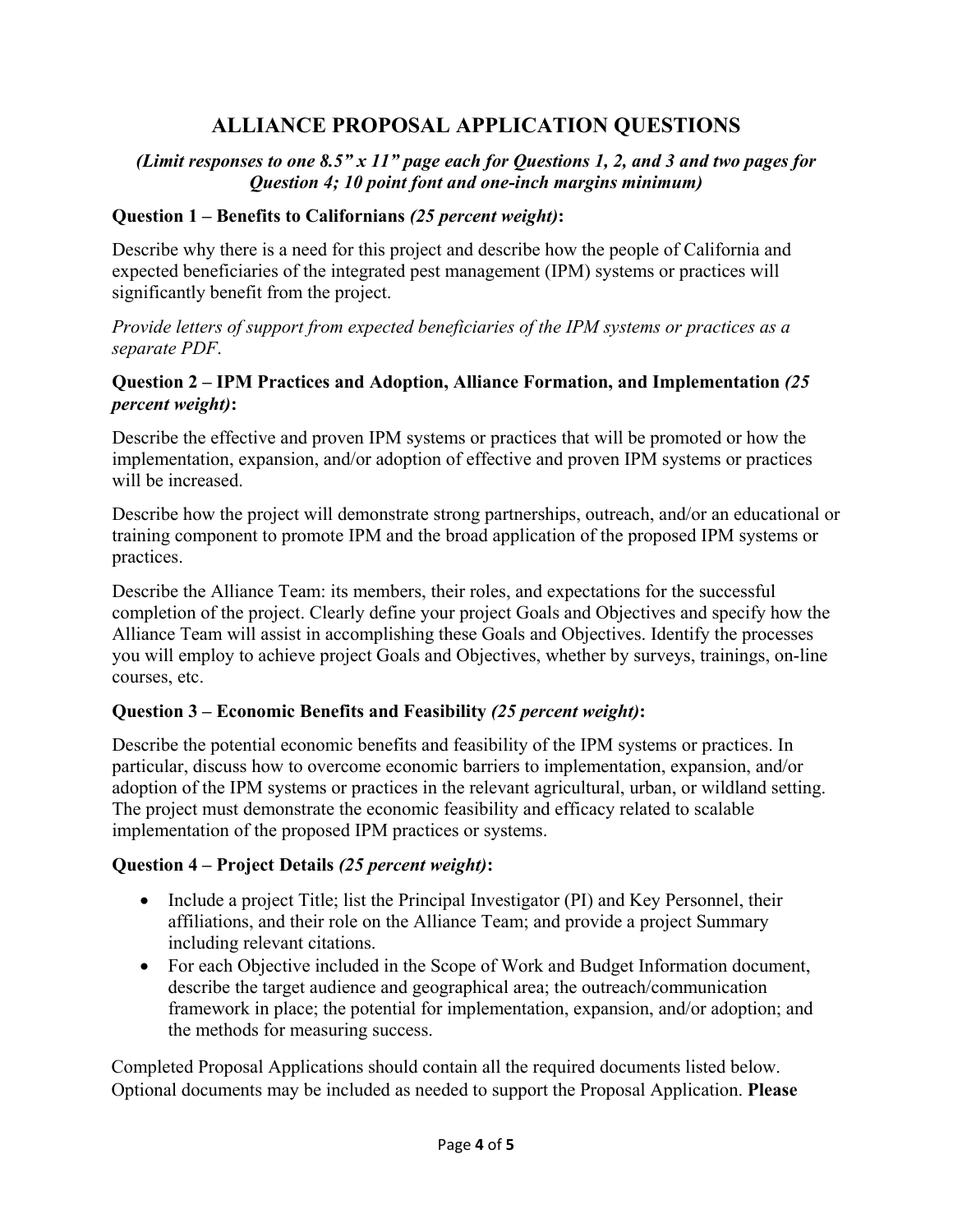# ALLIANCE PROPOSAL APPLICATION QUESTIONS

***(Limit responses to one 8.5" x 11" page each for Questions 1, 2, and 3 and two pages for Question 4; 10 point font and one-inch margins minimum)***

**Question 1 – Benefits to Californians *(25 percent weight)*:**

Describe why there is a need for this project and describe how the people of California and expected beneficiaries of the integrated pest management (IPM) systems or practices will significantly benefit from the project.

*Provide letters of support from expected beneficiaries of the IPM systems or practices as a separate PDF.*

**Question 2 – IPM Practices and Adoption, Alliance Formation, and Implementation *(25 percent weight)*:**

Describe the effective and proven IPM systems or practices that will be promoted or how the implementation, expansion, and/or adoption of effective and proven IPM systems or practices will be increased.

Describe how the project will demonstrate strong partnerships, outreach, and/or an educational or training component to promote IPM and the broad application of the proposed IPM systems or practices.

Describe the Alliance Team: its members, their roles, and expectations for the successful completion of the project. Clearly define your project Goals and Objectives and specify how the Alliance Team will assist in accomplishing these Goals and Objectives. Identify the processes you will employ to achieve project Goals and Objectives, whether by surveys, trainings, on-line courses, etc.

**Question 3 – Economic Benefits and Feasibility *(25 percent weight)*:**

Describe the potential economic benefits and feasibility of the IPM systems or practices. In particular, discuss how to overcome economic barriers to implementation, expansion, and/or adoption of the IPM systems or practices in the relevant agricultural, urban, or wildland setting. The project must demonstrate the economic feasibility and efficacy related to scalable implementation of the proposed IPM practices or systems.

**Question 4 – Project Details *(25 percent weight)*:**

- Include a project Title; list the Principal Investigator (PI) and Key Personnel, their affiliations, and their role on the Alliance Team; and provide a project Summary including relevant citations.
- For each Objective included in the Scope of Work and Budget Information document, describe the target audience and geographical area; the outreach/communication framework in place; the potential for implementation, expansion, and/or adoption; and the methods for measuring success.

Completed Proposal Applications should contain all the required documents listed below. Optional documents may be included as needed to support the Proposal Application. **Please**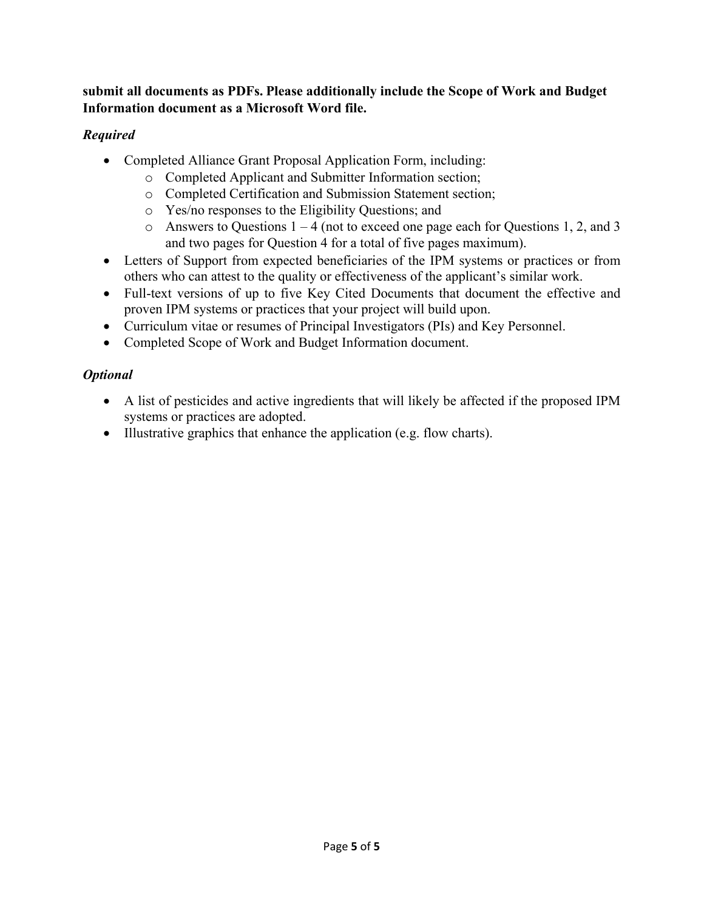**submit all documents as PDFs. Please additionally include the Scope of Work and Budget Information document as a Microsoft Word file.**

*Required*

- Completed Alliance Grant Proposal Application Form, including:
  - Completed Applicant and Submitter Information section;
  - Completed Certification and Submission Statement section;
  - Yes/no responses to the Eligibility Questions; and
  - Answers to Questions 1 – 4 (not to exceed one page each for Questions 1, 2, and 3 and two pages for Question 4 for a total of five pages maximum).
- Letters of Support from expected beneficiaries of the IPM systems or practices or from others who can attest to the quality or effectiveness of the applicant's similar work.
- Full-text versions of up to five Key Cited Documents that document the effective and proven IPM systems or practices that your project will build upon.
- Curriculum vitae or resumes of Principal Investigators (PIs) and Key Personnel.
- Completed Scope of Work and Budget Information document.

*Optional*

- A list of pesticides and active ingredients that will likely be affected if the proposed IPM systems or practices are adopted.
- Illustrative graphics that enhance the application (e.g. flow charts).